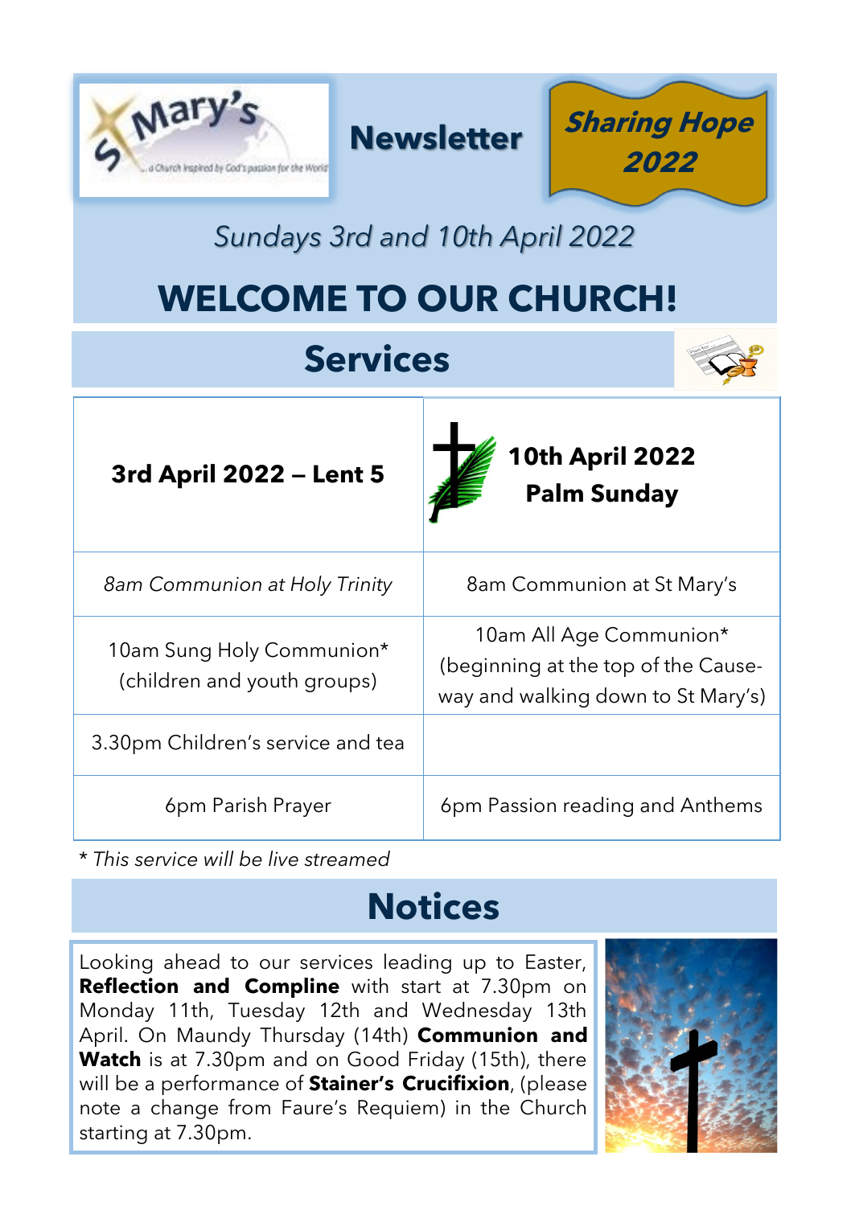# St Mary's Newsletter

*...a Church inspired by God's passion for the World*

**Sharing Hope 2022**

*Sundays 3rd and 10th April 2022*

# WELCOME TO OUR CHURCH!

## Services

| 3rd April 2022 – Lent 5 | 10th April 2022 Palm Sunday |
|---|---|
| *8am Communion at Holy Trinity* | 8am Communion at St Mary's |
| 10am Sung Holy Communion* (children and youth groups) | 10am All Age Communion* (beginning at the top of the Cause-way and walking down to St Mary's) |
| 3.30pm Children's service and tea | |
| 6pm Parish Prayer | 6pm Passion reading and Anthems |

*\* This service will be live streamed*

## Notices

Looking ahead to our services leading up to Easter, **Reflection and Compline** with start at 7.30pm on Monday 11th, Tuesday 12th and Wednesday 13th April. On Maundy Thursday (14th) **Communion and Watch** is at 7.30pm and on Good Friday (15th), there will be a performance of **Stainer's Crucifixion**, (please note a change from Faure's Requiem) in the Church starting at 7.30pm.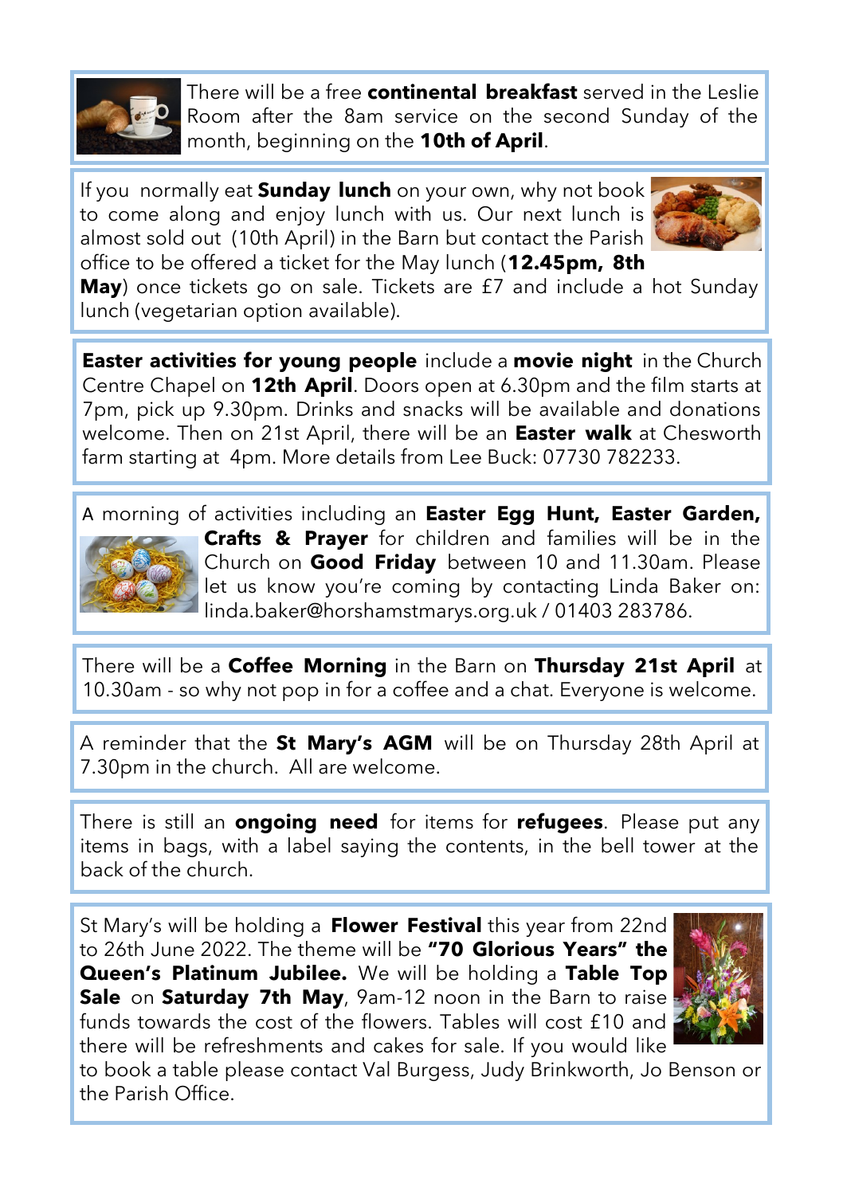There will be a free **continental breakfast** served in the Leslie Room after the 8am service on the second Sunday of the month, beginning on the **10th of April**.

If you normally eat **Sunday lunch** on your own, why not book to come along and enjoy lunch with us. Our next lunch is almost sold out (10th April) in the Barn but contact the Parish office to be offered a ticket for the May lunch (**12.45pm, 8th May**) once tickets go on sale. Tickets are £7 and include a hot Sunday lunch (vegetarian option available).

**Easter activities for young people** include a **movie night** in the Church Centre Chapel on **12th April**. Doors open at 6.30pm and the film starts at 7pm, pick up 9.30pm. Drinks and snacks will be available and donations welcome. Then on 21st April, there will be an **Easter walk** at Chesworth farm starting at 4pm. More details from Lee Buck: 07730 782233.

A morning of activities including an **Easter Egg Hunt, Easter Garden, Crafts & Prayer** for children and families will be in the Church on **Good Friday** between 10 and 11.30am. Please let us know you're coming by contacting Linda Baker on: linda.baker@horshamstmarys.org.uk / 01403 283786.

There will be a **Coffee Morning** in the Barn on **Thursday 21st April** at 10.30am - so why not pop in for a coffee and a chat. Everyone is welcome.

A reminder that the **St Mary's AGM** will be on Thursday 28th April at 7.30pm in the church. All are welcome.

There is still an **ongoing need** for items for **refugees**. Please put any items in bags, with a label saying the contents, in the bell tower at the back of the church.

St Mary's will be holding a **Flower Festival** this year from 22nd to 26th June 2022. The theme will be **"70 Glorious Years" the Queen's Platinum Jubilee.** We will be holding a **Table Top Sale** on **Saturday 7th May**, 9am-12 noon in the Barn to raise funds towards the cost of the flowers. Tables will cost £10 and there will be refreshments and cakes for sale. If you would like to book a table please contact Val Burgess, Judy Brinkworth, Jo Benson or the Parish Office.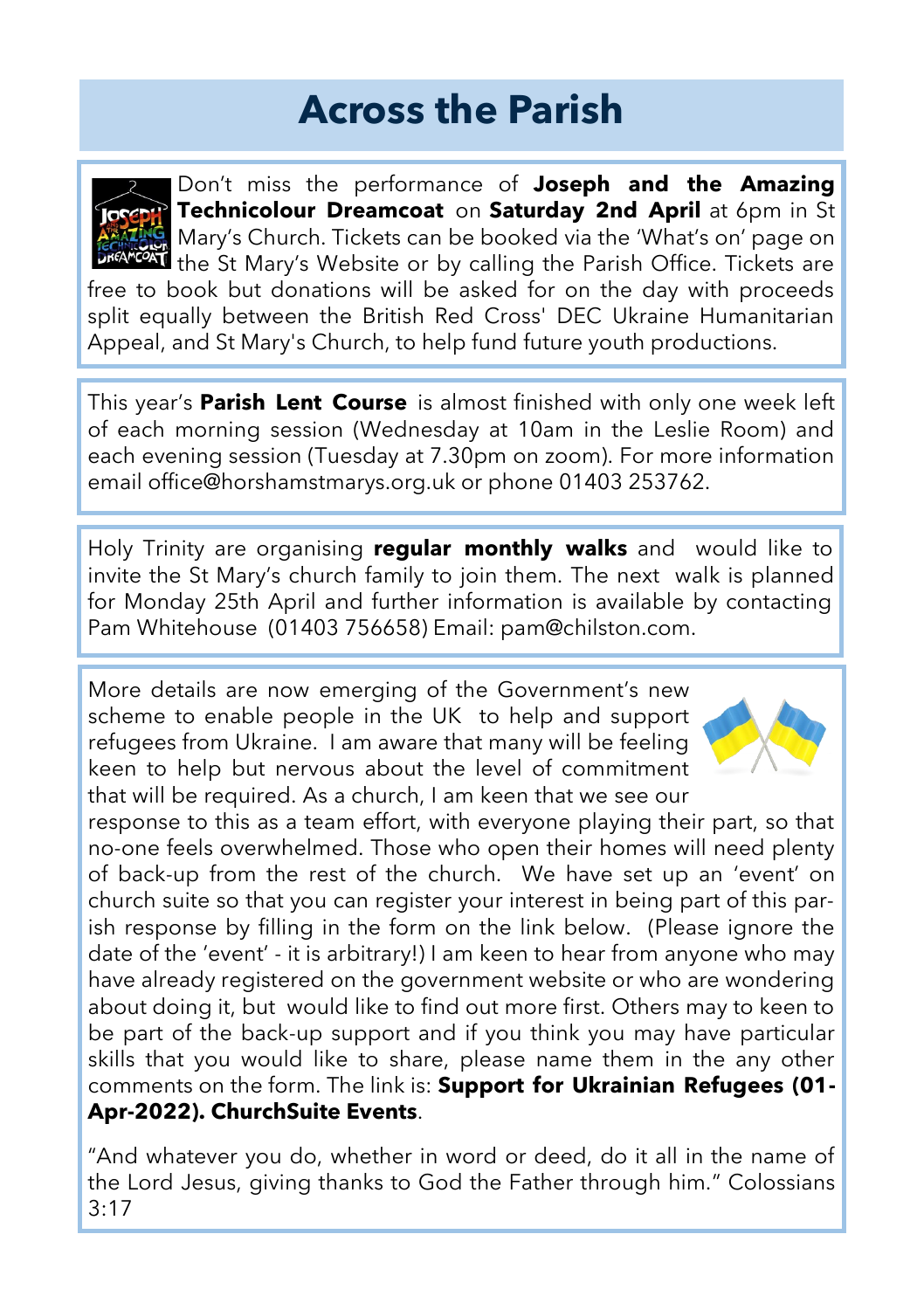# Across the Parish

Don't miss the performance of **Joseph and the Amazing Technicolour Dreamcoat** on **Saturday 2nd April** at 6pm in St Mary's Church. Tickets can be booked via the 'What's on' page on the St Mary's Website or by calling the Parish Office. Tickets are free to book but donations will be asked for on the day with proceeds split equally between the British Red Cross' DEC Ukraine Humanitarian Appeal, and St Mary's Church, to help fund future youth productions.

This year's **Parish Lent Course** is almost finished with only one week left of each morning session (Wednesday at 10am in the Leslie Room) and each evening session (Tuesday at 7.30pm on zoom). For more information email office@horshamstmarys.org.uk or phone 01403 253762.

Holy Trinity are organising **regular monthly walks** and would like to invite the St Mary's church family to join them. The next walk is planned for Monday 25th April and further information is available by contacting Pam Whitehouse (01403 756658) Email: pam@chilston.com.

More details are now emerging of the Government's new scheme to enable people in the UK to help and support refugees from Ukraine. I am aware that many will be feeling keen to help but nervous about the level of commitment that will be required. As a church, I am keen that we see our response to this as a team effort, with everyone playing their part, so that no-one feels overwhelmed. Those who open their homes will need plenty of back-up from the rest of the church. We have set up an 'event' on church suite so that you can register your interest in being part of this parish response by filling in the form on the link below. (Please ignore the date of the 'event' - it is arbitrary!) I am keen to hear from anyone who may have already registered on the government website or who are wondering about doing it, but would like to find out more first. Others may to keen to be part of the back-up support and if you think you may have particular skills that you would like to share, please name them in the any other comments on the form. The link is: **Support for Ukrainian Refugees (01-Apr-2022). ChurchSuite Events**.

"And whatever you do, whether in word or deed, do it all in the name of the Lord Jesus, giving thanks to God the Father through him." Colossians 3:17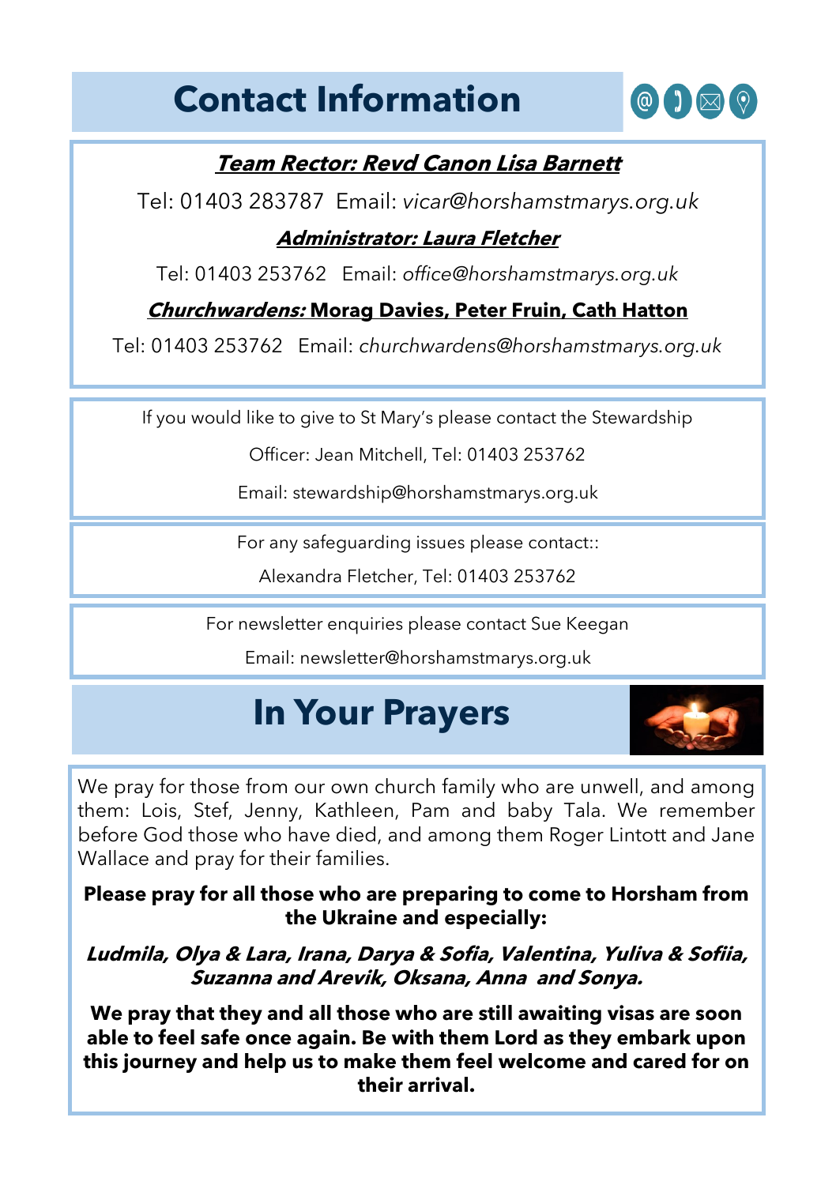# Contact Information

***Team Rector: Revd Canon Lisa Barnett***

Tel: 01403 283787 Email: *vicar@horshamstmarys.org.uk*

***Administrator: Laura Fletcher***

Tel: 01403 253762 Email: *office@horshamstmarys.org.uk*

***Churchwardens:* Morag Davies, Peter Fruin, Cath Hatton**

Tel: 01403 253762 Email: *churchwardens@horshamstmarys.org.uk*

If you would like to give to St Mary's please contact the Stewardship

Officer: Jean Mitchell, Tel: 01403 253762

Email: stewardship@horshamstmarys.org.uk

For any safeguarding issues please contact::

Alexandra Fletcher, Tel: 01403 253762

For newsletter enquiries please contact Sue Keegan

Email: newsletter@horshamstmarys.org.uk

# In Your Prayers

We pray for those from our own church family who are unwell, and among them: Lois, Stef, Jenny, Kathleen, Pam and baby Tala. We remember before God those who have died, and among them Roger Lintott and Jane Wallace and pray for their families.

**Please pray for all those who are preparing to come to Horsham from the Ukraine and especially:**

***Ludmila, Olya & Lara, Irana, Darya & Sofia, Valentina, Yuliva & Sofiia, Suzanna and Arevik, Oksana, Anna and Sonya.***

**We pray that they and all those who are still awaiting visas are soon able to feel safe once again. Be with them Lord as they embark upon this journey and help us to make them feel welcome and cared for on their arrival.**